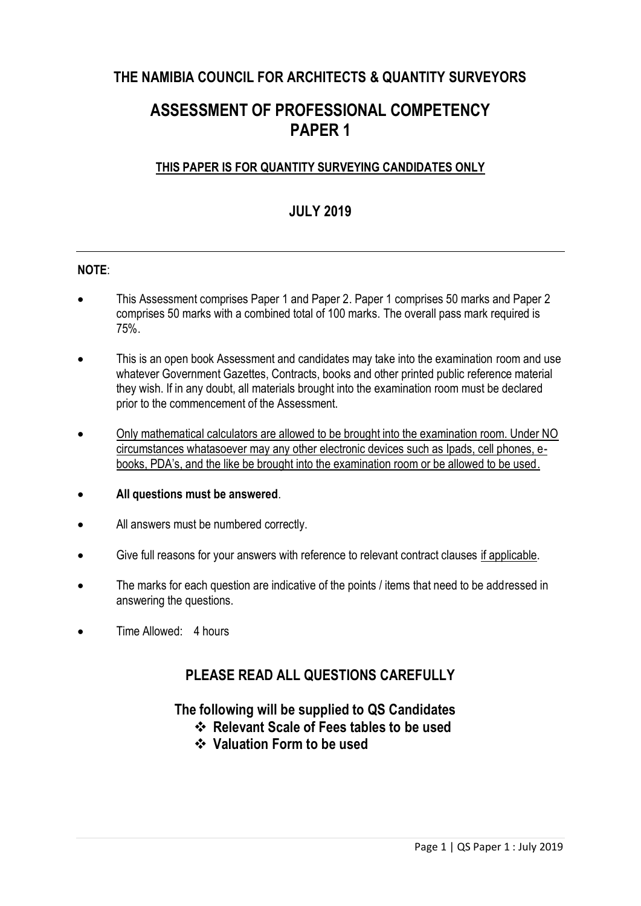## THE NAMIBIA COUNCIL FOR ARCHITECTS & QUANTITY SURVEYORS

# ASSESSMENT OF PROFESSIONAL COMPETENCY PAPER 1

**THIS PAPER IS FOR QUANTITY SURVEYING CANDIDATES ONLY**

## JULY 2019

---

**NOTE**:

- This Assessment comprises Paper 1 and Paper 2. Paper 1 comprises 50 marks and Paper 2 comprises 50 marks with a combined total of 100 marks. The overall pass mark required is 75%.
- This is an open book Assessment and candidates may take into the examination room and use whatever Government Gazettes, Contracts, books and other printed public reference material they wish. If in any doubt, all materials brought into the examination room must be declared prior to the commencement of the Assessment.
- Only mathematical calculators are allowed to be brought into the examination room. Under NO circumstances whatasoever may any other electronic devices such as Ipads, cell phones, e-books, PDA's, and the like be brought into the examination room or be allowed to be used.
- **All questions must be answered**.
- All answers must be numbered correctly.
- Give full reasons for your answers with reference to relevant contract clauses if applicable.
- The marks for each question are indicative of the points / items that need to be addressed in answering the questions.
- Time Allowed: 4 hours

## PLEASE READ ALL QUESTIONS CAREFULLY

**The following will be supplied to QS Candidates**

- **Relevant Scale of Fees tables to be used**
- **Valuation Form to be used**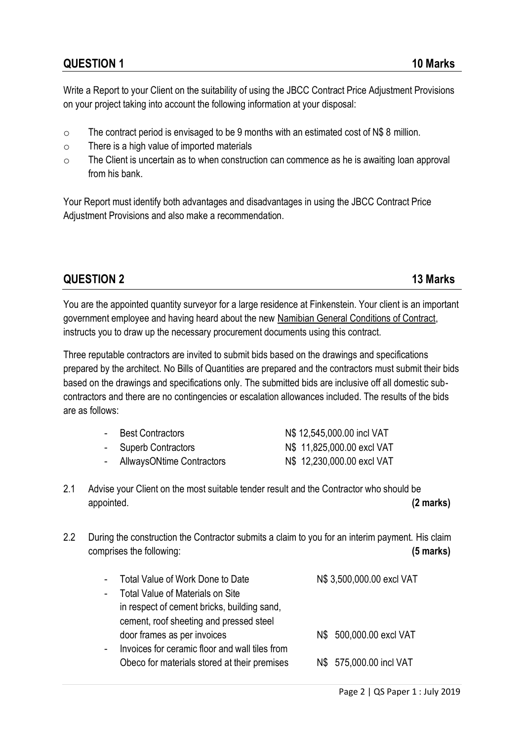## QUESTION 1 — 10 Marks

Write a Report to your Client on the suitability of using the JBCC Contract Price Adjustment Provisions on your project taking into account the following information at your disposal:

- The contract period is envisaged to be 9 months with an estimated cost of N$ 8 million.
- There is a high value of imported materials
- The Client is uncertain as to when construction can commence as he is awaiting loan approval from his bank.

Your Report must identify both advantages and disadvantages in using the JBCC Contract Price Adjustment Provisions and also make a recommendation.

## QUESTION 2 — 13 Marks

You are the appointed quantity surveyor for a large residence at Finkenstein. Your client is an important government employee and having heard about the new Namibian General Conditions of Contract, instructs you to draw up the necessary procurement documents using this contract.

Three reputable contractors are invited to submit bids based on the drawings and specifications prepared by the architect. No Bills of Quantities are prepared and the contractors must submit their bids based on the drawings and specifications only. The submitted bids are inclusive off all domestic sub-contractors and there are no contingencies or escalation allowances included. The results of the bids are as follows:

| Contractor | Bid |
|---|---|
| - Best Contractors | N$ 12,545,000.00 incl VAT |
| - Superb Contractors | N$ 11,825,000.00 excl VAT |
| - AllwaysONtime Contractors | N$ 12,230,000.00 excl VAT |

2.1 Advise your Client on the most suitable tender result and the Contractor who should be appointed. **(2 marks)**

2.2 During the construction the Contractor submits a claim to you for an interim payment. His claim comprises the following: **(5 marks)**

| Item | Amount |
|---|---|
| - Total Value of Work Done to Date | N$ 3,500,000.00 excl VAT |
| - Total Value of Materials on Site in respect of cement bricks, building sand, cement, roof sheeting and pressed steel door frames as per invoices | N$ 500,000.00 excl VAT |
| - Invoices for ceramic floor and wall tiles from Obeco for materials stored at their premises | N$ 575,000.00 incl VAT |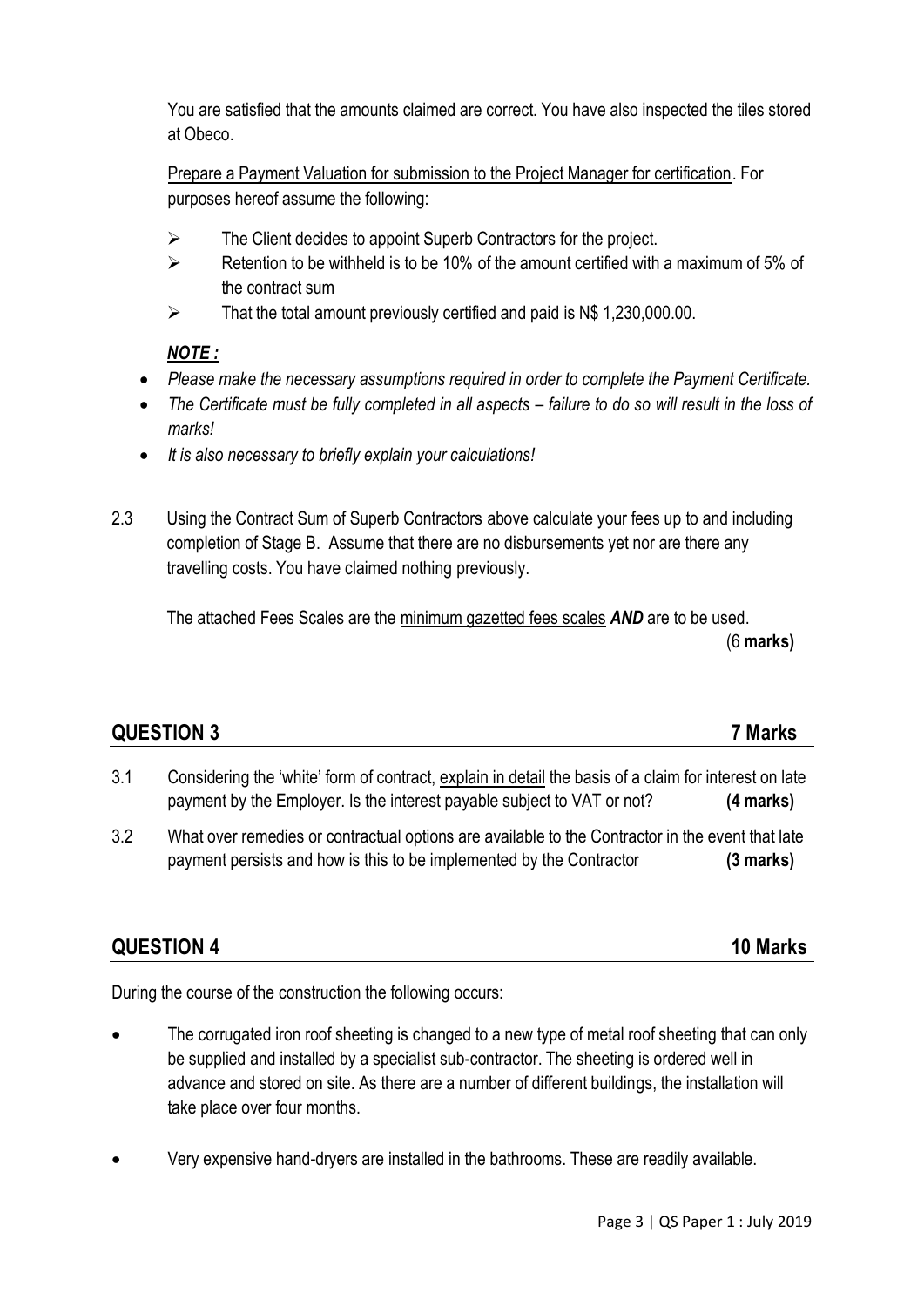You are satisfied that the amounts claimed are correct. You have also inspected the tiles stored at Obeco.

Prepare a Payment Valuation for submission to the Project Manager for certification. For purposes hereof assume the following:

- The Client decides to appoint Superb Contractors for the project.
- Retention to be withheld is to be 10% of the amount certified with a maximum of 5% of the contract sum
- That the total amount previously certified and paid is N$ 1,230,000.00.

***NOTE :***

- *Please make the necessary assumptions required in order to complete the Payment Certificate.*
- *The Certificate must be fully completed in all aspects – failure to do so will result in the loss of marks!*
- *It is also necessary to briefly explain your calculations!*

2.3 Using the Contract Sum of Superb Contractors above calculate your fees up to and including completion of Stage B. Assume that there are no disbursements yet nor are there any travelling costs. You have claimed nothing previously.

The attached Fees Scales are the minimum gazetted fees scales ***AND*** are to be used. (6 **marks)**

## QUESTION 3 — 7 Marks

3.1 Considering the 'white' form of contract, explain in detail the basis of a claim for interest on late payment by the Employer. Is the interest payable subject to VAT or not? **(4 marks)**

3.2 What over remedies or contractual options are available to the Contractor in the event that late payment persists and how is this to be implemented by the Contractor **(3 marks)**

## QUESTION 4 — 10 Marks

During the course of the construction the following occurs:

- The corrugated iron roof sheeting is changed to a new type of metal roof sheeting that can only be supplied and installed by a specialist sub-contractor. The sheeting is ordered well in advance and stored on site. As there are a number of different buildings, the installation will take place over four months.
- Very expensive hand-dryers are installed in the bathrooms. These are readily available.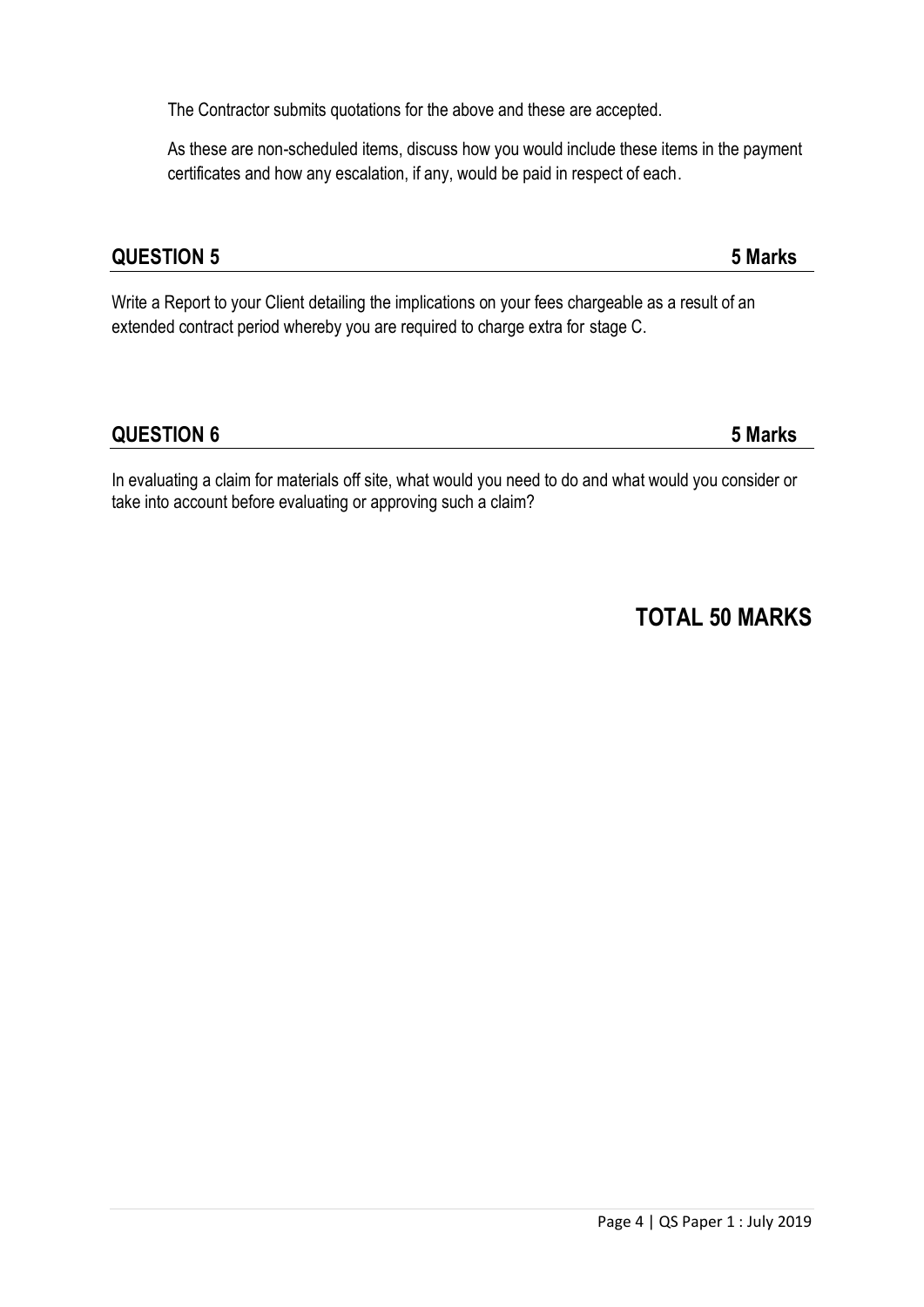The Contractor submits quotations for the above and these are accepted.

As these are non-scheduled items, discuss how you would include these items in the payment certificates and how any escalation, if any, would be paid in respect of each.

## QUESTION 5 — 5 Marks

Write a Report to your Client detailing the implications on your fees chargeable as a result of an extended contract period whereby you are required to charge extra for stage C.

## QUESTION 6 — 5 Marks

In evaluating a claim for materials off site, what would you need to do and what would you consider or take into account before evaluating or approving such a claim?

# TOTAL 50 MARKS